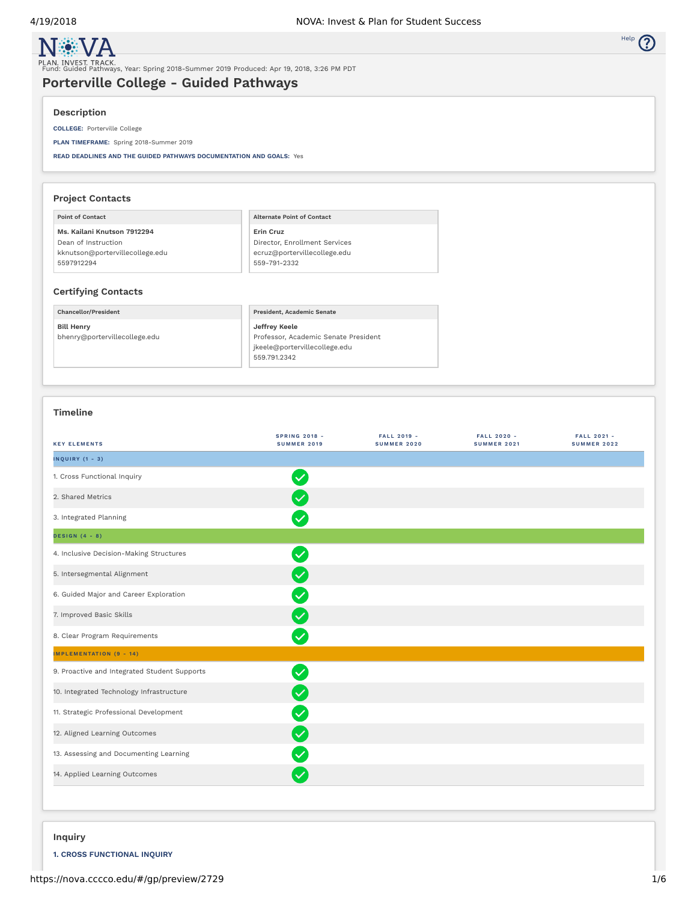NOVA
PLAN. INVEST. TRACK.

Fund: Guided Pathways, Year: Spring 2018-Summer 2019 Produced: Apr 19, 2018, 3:26 PM PDT

# Porterville College - Guided Pathways

## Description

**COLLEGE:** Porterville College

**PLAN TIMEFRAME:** Spring 2018-Summer 2019

**READ DEADLINES AND THE GUIDED PATHWAYS DOCUMENTATION AND GOALS:** Yes

## Project Contacts

| Point of Contact | Alternate Point of Contact |
|---|---|
| **Ms. Kailani Knutson 7912294**<br>Dean of Instruction<br>kknutson@portervillecollege.edu<br>5597912294 | **Erin Cruz**<br>Director, Enrollment Services<br>ecruz@portervillecollege.edu<br>559-791-2332 |

## Certifying Contacts

| Chancellor/President | President, Academic Senate |
|---|---|
| **Bill Henry**<br>bhenry@portervillecollege.edu | **Jeffrey Keele**<br>Professor, Academic Senate President<br>jkeele@portervillecollege.edu<br>559.791.2342 |

## Timeline

| KEY ELEMENTS | SPRING 2018 - SUMMER 2019 | FALL 2019 - SUMMER 2020 | FALL 2020 - SUMMER 2021 | FALL 2021 - SUMMER 2022 |
|---|---|---|---|---|
| **INQUIRY (1 - 3)** | | | | |
| 1. Cross Functional Inquiry | ✓ | | | |
| 2. Shared Metrics | ✓ | | | |
| 3. Integrated Planning | ✓ | | | |
| **DESIGN (4 - 8)** | | | | |
| 4. Inclusive Decision-Making Structures | ✓ | | | |
| 5. Intersegmental Alignment | ✓ | | | |
| 6. Guided Major and Career Exploration | ✓ | | | |
| 7. Improved Basic Skills | ✓ | | | |
| 8. Clear Program Requirements | ✓ | | | |
| **IMPLEMENTATION (9 - 14)** | | | | |
| 9. Proactive and Integrated Student Supports | ✓ | | | |
| 10. Integrated Technology Infrastructure | ✓ | | | |
| 11. Strategic Professional Development | ✓ | | | |
| 12. Aligned Learning Outcomes | ✓ | | | |
| 13. Assessing and Documenting Learning | ✓ | | | |
| 14. Applied Learning Outcomes | ✓ | | | |

## Inquiry

### 1. CROSS FUNCTIONAL INQUIRY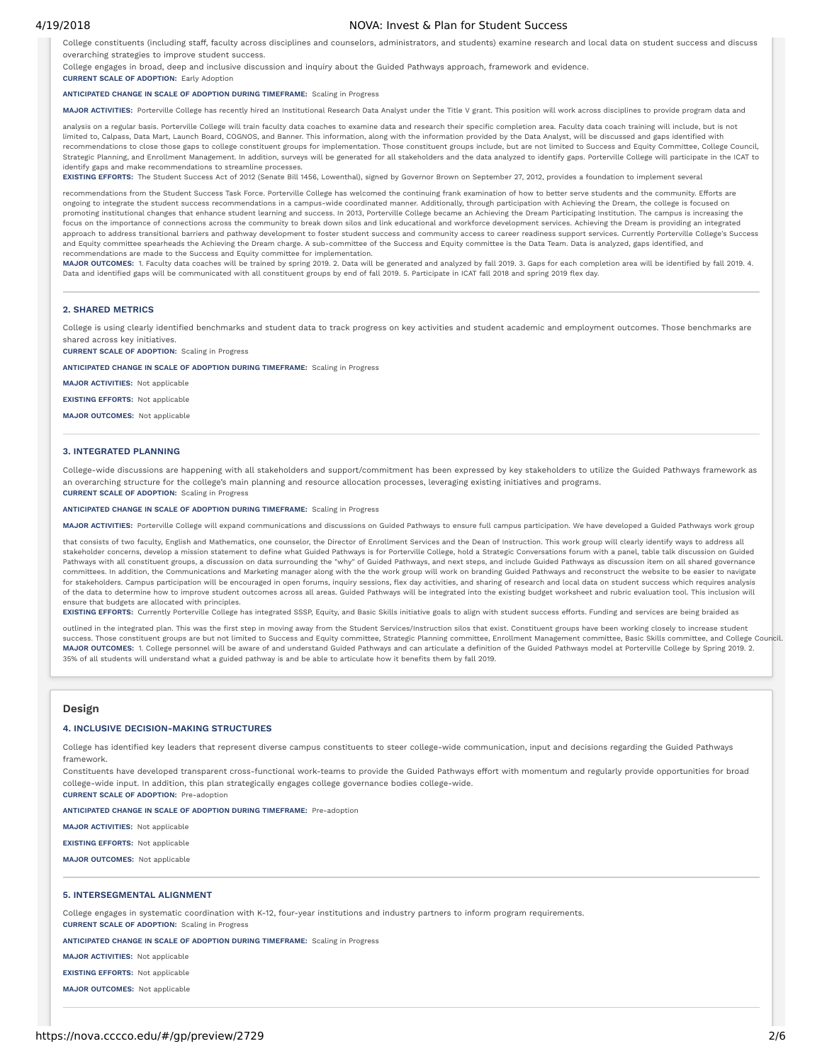College constituents (including staff, faculty across disciplines and counselors, administrators, and students) examine research and local data on student success and discuss overarching strategies to improve student success.

College engages in broad, deep and inclusive discussion and inquiry about the Guided Pathways approach, framework and evidence.

**CURRENT SCALE OF ADOPTION:** Early Adoption

**ANTICIPATED CHANGE IN SCALE OF ADOPTION DURING TIMEFRAME:** Scaling in Progress

**MAJOR ACTIVITIES:** Porterville College has recently hired an Institutional Research Data Analyst under the Title V grant. This position will work across disciplines to provide program data and analysis on a regular basis. Porterville College will train faculty data coaches to examine data and research their specific completion area. Faculty data coach training will include, but is not limited to, Calpass, Data Mart, Launch Board, COGNOS, and Banner. This information, along with the information provided by the Data Analyst, will be discussed and gaps identified with recommendations to close those gaps to college constituent groups for implementation. Those constituent groups include, but are not limited to Success and Equity Committee, College Council, Strategic Planning, and Enrollment Management. In addition, surveys will be generated for all stakeholders and the data analyzed to identify gaps. Porterville College will participate in the ICAT to identify gaps and make recommendations to streamline processes.

**EXISTING EFFORTS:** The Student Success Act of 2012 (Senate Bill 1456, Lowenthal), signed by Governor Brown on September 27, 2012, provides a foundation to implement several recommendations from the Student Success Task Force. Porterville College has welcomed the continuing frank examination of how to better serve students and the community. Efforts are ongoing to integrate the student success recommendations in a campus-wide coordinated manner. Additionally, through participation with Achieving the Dream, the college is focused on promoting institutional changes that enhance student learning and success. In 2013, Porterville College became an Achieving the Dream Participating Institution. The campus is increasing the focus on the importance of connections across the community to break down silos and link educational and workforce development services. Achieving the Dream is providing an integrated approach to address transitional barriers and pathway development to foster student success and community access to career readiness support services. Currently Porterville College's Success and Equity committee spearheads the Achieving the Dream charge. A sub-committee of the Success and Equity committee is the Data Team. Data is analyzed, gaps identified, and recommendations are made to the Success and Equity committee for implementation.

**MAJOR OUTCOMES:** 1. Faculty data coaches will be trained by spring 2019. 2. Data will be generated and analyzed by fall 2019. 3. Gaps for each completion area will be identified by fall 2019. 4. Data and identified gaps will be communicated with all constituent groups by end of fall 2019. 5. Participate in ICAT fall 2018 and spring 2019 flex day.

### 2. SHARED METRICS

College is using clearly identified benchmarks and student data to track progress on key activities and student academic and employment outcomes. Those benchmarks are shared across key initiatives.

**CURRENT SCALE OF ADOPTION:** Scaling in Progress

**ANTICIPATED CHANGE IN SCALE OF ADOPTION DURING TIMEFRAME:** Scaling in Progress

**MAJOR ACTIVITIES:** Not applicable

**EXISTING EFFORTS:** Not applicable

**MAJOR OUTCOMES:** Not applicable

### 3. INTEGRATED PLANNING

College-wide discussions are happening with all stakeholders and support/commitment has been expressed by key stakeholders to utilize the Guided Pathways framework as an overarching structure for the college's main planning and resource allocation processes, leveraging existing initiatives and programs.

**CURRENT SCALE OF ADOPTION:** Scaling in Progress

**ANTICIPATED CHANGE IN SCALE OF ADOPTION DURING TIMEFRAME:** Scaling in Progress

**MAJOR ACTIVITIES:** Porterville College will expand communications and discussions on Guided Pathways to ensure full campus participation. We have developed a Guided Pathways work group that consists of two faculty, English and Mathematics, one counselor, the Director of Enrollment Services and the Dean of Instruction. This work group will clearly identify ways to address all stakeholder concerns, develop a mission statement to define what Guided Pathways is for Porterville College, hold a Strategic Conversations forum with a panel, table talk discussion on Guided Pathways with all constituent groups, a discussion on data surrounding the "why" of Guided Pathways, and next steps, and include Guided Pathways as discussion item on all shared governance committees. In addition, the Communications and Marketing manager along with the the work group will work on branding Guided Pathways and reconstruct the website to be easier to navigate for stakeholders. Campus participation will be encouraged in open forums, inquiry sessions, flex day activities, and sharing of research and local data on student success which requires analysis of the data to determine how to improve student outcomes across all areas. Guided Pathways will be integrated into the existing budget worksheet and rubric evaluation tool. This inclusion will ensure that budgets are allocated with principles.

**EXISTING EFFORTS:** Currently Porterville College has integrated SSSP, Equity, and Basic Skills initiative goals to align with student success efforts. Funding and services are being braided as outlined in the integrated plan. This was the first step in moving away from the Student Services/Instruction silos that exist. Constituent groups have been working closely to increase student success. Those constituent groups are but not limited to Success and Equity committee, Strategic Planning committee, Enrollment Management committee, Basic Skills committee, and College Council.

**MAJOR OUTCOMES:** 1. College personnel will be aware of and understand Guided Pathways and can articulate a definition of the Guided Pathways model at Porterville College by Spring 2019. 2. 35% of all students will understand what a guided pathway is and be able to articulate how it benefits them by fall 2019.

## Design

### 4. INCLUSIVE DECISION-MAKING STRUCTURES

College has identified key leaders that represent diverse campus constituents to steer college-wide communication, input and decisions regarding the Guided Pathways framework.

Constituents have developed transparent cross-functional work-teams to provide the Guided Pathways effort with momentum and regularly provide opportunities for broad college-wide input. In addition, this plan strategically engages college governance bodies college-wide.

**CURRENT SCALE OF ADOPTION:** Pre-adoption

**ANTICIPATED CHANGE IN SCALE OF ADOPTION DURING TIMEFRAME:** Pre-adoption

**MAJOR ACTIVITIES:** Not applicable

**EXISTING EFFORTS:** Not applicable

**MAJOR OUTCOMES:** Not applicable

### 5. INTERSEGMENTAL ALIGNMENT

College engages in systematic coordination with K-12, four-year institutions and industry partners to inform program requirements.

**CURRENT SCALE OF ADOPTION:** Scaling in Progress

**ANTICIPATED CHANGE IN SCALE OF ADOPTION DURING TIMEFRAME:** Scaling in Progress

**MAJOR ACTIVITIES:** Not applicable

**EXISTING EFFORTS:** Not applicable

**MAJOR OUTCOMES:** Not applicable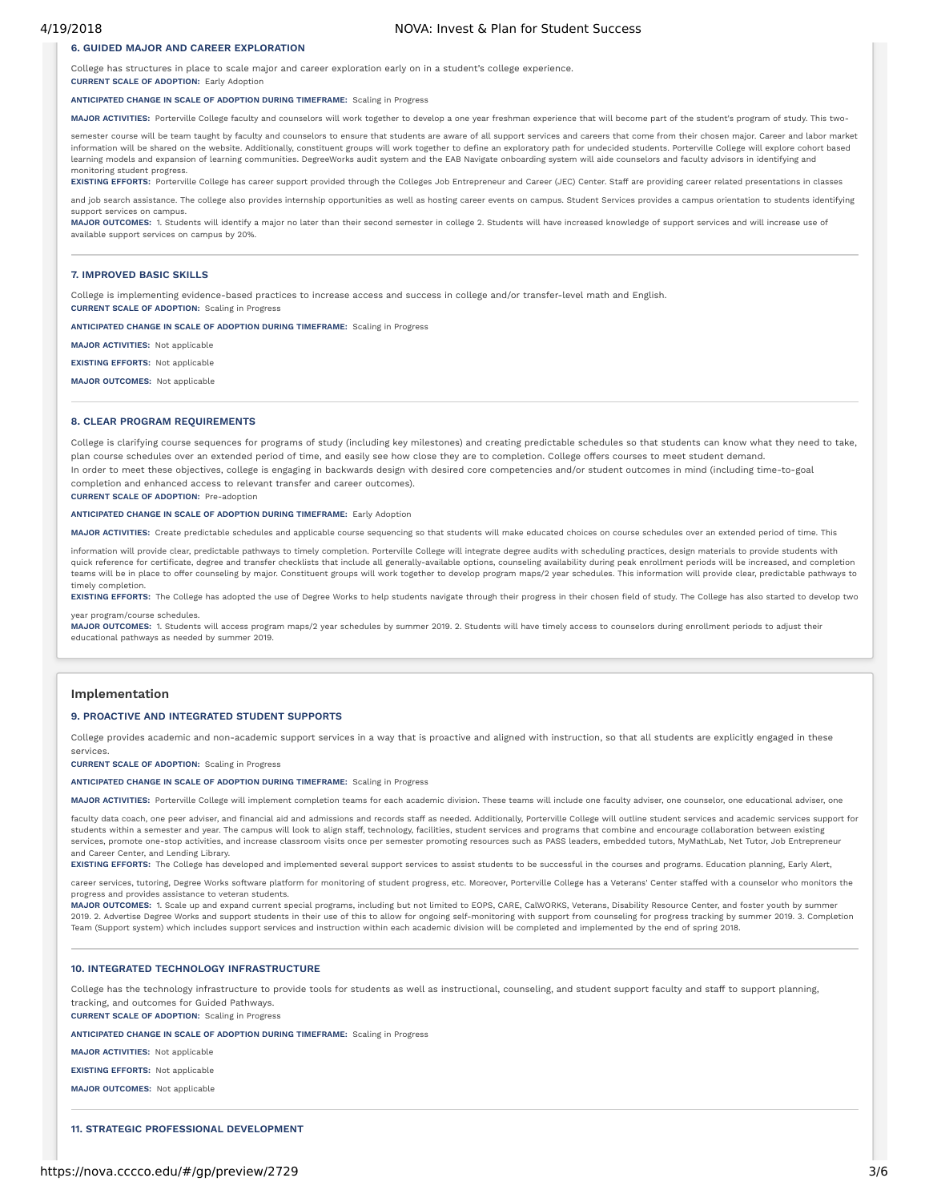### 6. GUIDED MAJOR AND CAREER EXPLORATION

College has structures in place to scale major and career exploration early on in a student's college experience.

**CURRENT SCALE OF ADOPTION:** Early Adoption

**ANTICIPATED CHANGE IN SCALE OF ADOPTION DURING TIMEFRAME:** Scaling in Progress

**MAJOR ACTIVITIES:** Porterville College faculty and counselors will work together to develop a one year freshman experience that will become part of the student's program of study. This two-semester course will be team taught by faculty and counselors to ensure that students are aware of all support services and careers that come from their chosen major. Career and labor market information will be shared on the website. Additionally, constituent groups will work together to define an exploratory path for undecided students. Porterville College will explore cohort based learning models and expansion of learning communities. DegreeWorks audit system and the EAB Navigate onboarding system will aide counselors and faculty advisors in identifying and monitoring student progress.

**EXISTING EFFORTS:** Porterville College has career support provided through the Colleges Job Entrepreneur and Career (JEC) Center. Staff are providing career related presentations in classes and job search assistance. The college also provides internship opportunities as well as hosting career events on campus. Student Services provides a campus orientation to students identifying support services on campus.

**MAJOR OUTCOMES:** 1. Students will identify a major no later than their second semester in college 2. Students will have increased knowledge of support services and will increase use of available support services on campus by 20%.

### 7. IMPROVED BASIC SKILLS

College is implementing evidence-based practices to increase access and success in college and/or transfer-level math and English.

**CURRENT SCALE OF ADOPTION:** Scaling in Progress

**ANTICIPATED CHANGE IN SCALE OF ADOPTION DURING TIMEFRAME:** Scaling in Progress

**MAJOR ACTIVITIES:** Not applicable

**EXISTING EFFORTS:** Not applicable

**MAJOR OUTCOMES:** Not applicable

### 8. CLEAR PROGRAM REQUIREMENTS

College is clarifying course sequences for programs of study (including key milestones) and creating predictable schedules so that students can know what they need to take, plan course schedules over an extended period of time, and easily see how close they are to completion. College offers courses to meet student demand.
In order to meet these objectives, college is engaging in backwards design with desired core competencies and/or student outcomes in mind (including time-to-goal completion and enhanced access to relevant transfer and career outcomes).

**CURRENT SCALE OF ADOPTION:** Pre-adoption

**ANTICIPATED CHANGE IN SCALE OF ADOPTION DURING TIMEFRAME:** Early Adoption

**MAJOR ACTIVITIES:** Create predictable schedules and applicable course sequencing so that students will make educated choices on course schedules over an extended period of time. This information will provide clear, predictable pathways to timely completion. Porterville College will integrate degree audits with scheduling practices, design materials to provide students with quick reference for certificate, degree and transfer checklists that include all generally-available options, counseling availability during peak enrollment periods will be increased, and completion teams will be in place to offer counseling by major. Constituent groups will work together to develop program maps/2 year schedules. This information will provide clear, predictable pathways to timely completion.

**EXISTING EFFORTS:** The College has adopted the use of Degree Works to help students navigate through their progress in their chosen field of study. The College has also started to develop two year program/course schedules.

**MAJOR OUTCOMES:** 1. Students will access program maps/2 year schedules by summer 2019. 2. Students will have timely access to counselors during enrollment periods to adjust their educational pathways as needed by summer 2019.

## Implementation

### 9. PROACTIVE AND INTEGRATED STUDENT SUPPORTS

College provides academic and non-academic support services in a way that is proactive and aligned with instruction, so that all students are explicitly engaged in these services.

**CURRENT SCALE OF ADOPTION:** Scaling in Progress

**ANTICIPATED CHANGE IN SCALE OF ADOPTION DURING TIMEFRAME:** Scaling in Progress

**MAJOR ACTIVITIES:** Porterville College will implement completion teams for each academic division. These teams will include one faculty adviser, one counselor, one educational adviser, one faculty data coach, one peer adviser, and financial aid and admissions and records staff as needed. Additionally, Porterville College will outline student services and academic services support for students within a semester and year. The campus will look to align staff, technology, facilities, student services and programs that combine and encourage collaboration between existing services, promote one-stop activities, and increase classroom visits once per semester promoting resources such as PASS leaders, embedded tutors, MyMathLab, Net Tutor, Job Entrepreneur and Career Center, and Lending Library.

**EXISTING EFFORTS:** The College has developed and implemented several support services to assist students to be successful in the courses and programs. Education planning, Early Alert, career services, tutoring, Degree Works software platform for monitoring of student progress, etc. Moreover, Porterville College has a Veterans' Center staffed with a counselor who monitors the progress and provides assistance to veteran students.

**MAJOR OUTCOMES:** 1. Scale up and expand current special programs, including but not limited to EOPS, CARE, CalWORKS, Veterans, Disability Resource Center, and foster youth by summer 2019. 2. Advertise Degree Works and support students in their use of this to allow for ongoing self-monitoring with support from counseling for progress tracking by summer 2019. 3. Completion Team (Support system) which includes support services and instruction within each academic division will be completed and implemented by the end of spring 2018.

### 10. INTEGRATED TECHNOLOGY INFRASTRUCTURE

College has the technology infrastructure to provide tools for students as well as instructional, counseling, and student support faculty and staff to support planning, tracking, and outcomes for Guided Pathways.

**CURRENT SCALE OF ADOPTION:** Scaling in Progress

**ANTICIPATED CHANGE IN SCALE OF ADOPTION DURING TIMEFRAME:** Scaling in Progress

**MAJOR ACTIVITIES:** Not applicable

**EXISTING EFFORTS:** Not applicable

**MAJOR OUTCOMES:** Not applicable

### 11. STRATEGIC PROFESSIONAL DEVELOPMENT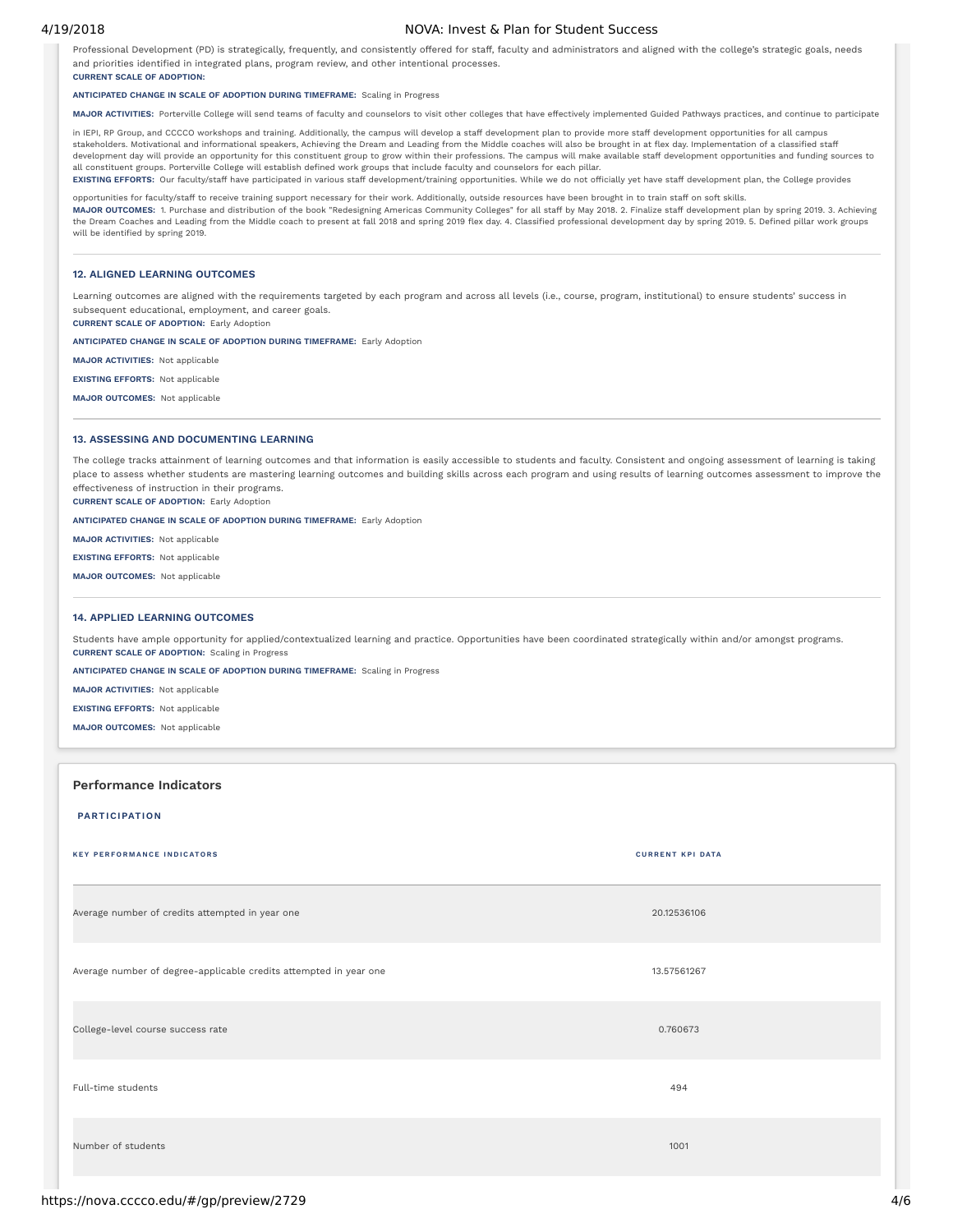Professional Development (PD) is strategically, frequently, and consistently offered for staff, faculty and administrators and aligned with the college's strategic goals, needs and priorities identified in integrated plans, program review, and other intentional processes.

**CURRENT SCALE OF ADOPTION:**

**ANTICIPATED CHANGE IN SCALE OF ADOPTION DURING TIMEFRAME:** Scaling in Progress

**MAJOR ACTIVITIES:** Porterville College will send teams of faculty and counselors to visit other colleges that have effectively implemented Guided Pathways practices, and continue to participate in IEPI, RP Group, and CCCCO workshops and training. Additionally, the campus will develop a staff development plan to provide more staff development opportunities for all campus stakeholders. Motivational and informational speakers, Achieving the Dream and Leading from the Middle coaches will also be brought in at flex day. Implementation of a classified staff development day will provide an opportunity for this constituent group to grow within their professions. The campus will make available staff development opportunities and funding sources to all constituent groups. Porterville College will establish defined work groups that include faculty and counselors for each pillar.

**EXISTING EFFORTS:** Our faculty/staff have participated in various staff development/training opportunities. While we do not officially yet have staff development plan, the College provides opportunities for faculty/staff to receive training support necessary for their work. Additionally, outside resources have been brought in to train staff on soft skills.

**MAJOR OUTCOMES:** 1. Purchase and distribution of the book "Redesigning Americas Community Colleges" for all staff by May 2018. 2. Finalize staff development plan by spring 2019. 3. Achieving the Dream Coaches and Leading from the Middle coach to present at fall 2018 and spring 2019 flex day. 4. Classified professional development day by spring 2019. 5. Defined pillar work groups will be identified by spring 2019.

### 12. ALIGNED LEARNING OUTCOMES

Learning outcomes are aligned with the requirements targeted by each program and across all levels (i.e., course, program, institutional) to ensure students' success in subsequent educational, employment, and career goals.

**CURRENT SCALE OF ADOPTION:** Early Adoption

**ANTICIPATED CHANGE IN SCALE OF ADOPTION DURING TIMEFRAME:** Early Adoption

**MAJOR ACTIVITIES:** Not applicable

**EXISTING EFFORTS:** Not applicable

**MAJOR OUTCOMES:** Not applicable

### 13. ASSESSING AND DOCUMENTING LEARNING

The college tracks attainment of learning outcomes and that information is easily accessible to students and faculty. Consistent and ongoing assessment of learning is taking place to assess whether students are mastering learning outcomes and building skills across each program and using results of learning outcomes assessment to improve the effectiveness of instruction in their programs.

**CURRENT SCALE OF ADOPTION:** Early Adoption

**ANTICIPATED CHANGE IN SCALE OF ADOPTION DURING TIMEFRAME:** Early Adoption

**MAJOR ACTIVITIES:** Not applicable

**EXISTING EFFORTS:** Not applicable

**MAJOR OUTCOMES:** Not applicable

### 14. APPLIED LEARNING OUTCOMES

Students have ample opportunity for applied/contextualized learning and practice. Opportunities have been coordinated strategically within and/or amongst programs.

**CURRENT SCALE OF ADOPTION:** Scaling in Progress

**ANTICIPATED CHANGE IN SCALE OF ADOPTION DURING TIMEFRAME:** Scaling in Progress

**MAJOR ACTIVITIES:** Not applicable

**EXISTING EFFORTS:** Not applicable

**MAJOR OUTCOMES:** Not applicable

## Performance Indicators

### PARTICIPATION

| KEY PERFORMANCE INDICATORS | CURRENT KPI DATA |
| --- | --- |
| Average number of credits attempted in year one | 20.12536106 |
| Average number of degree-applicable credits attempted in year one | 13.57561267 |
| College-level course success rate | 0.760673 |
| Full-time students | 494 |
| Number of students | 1001 |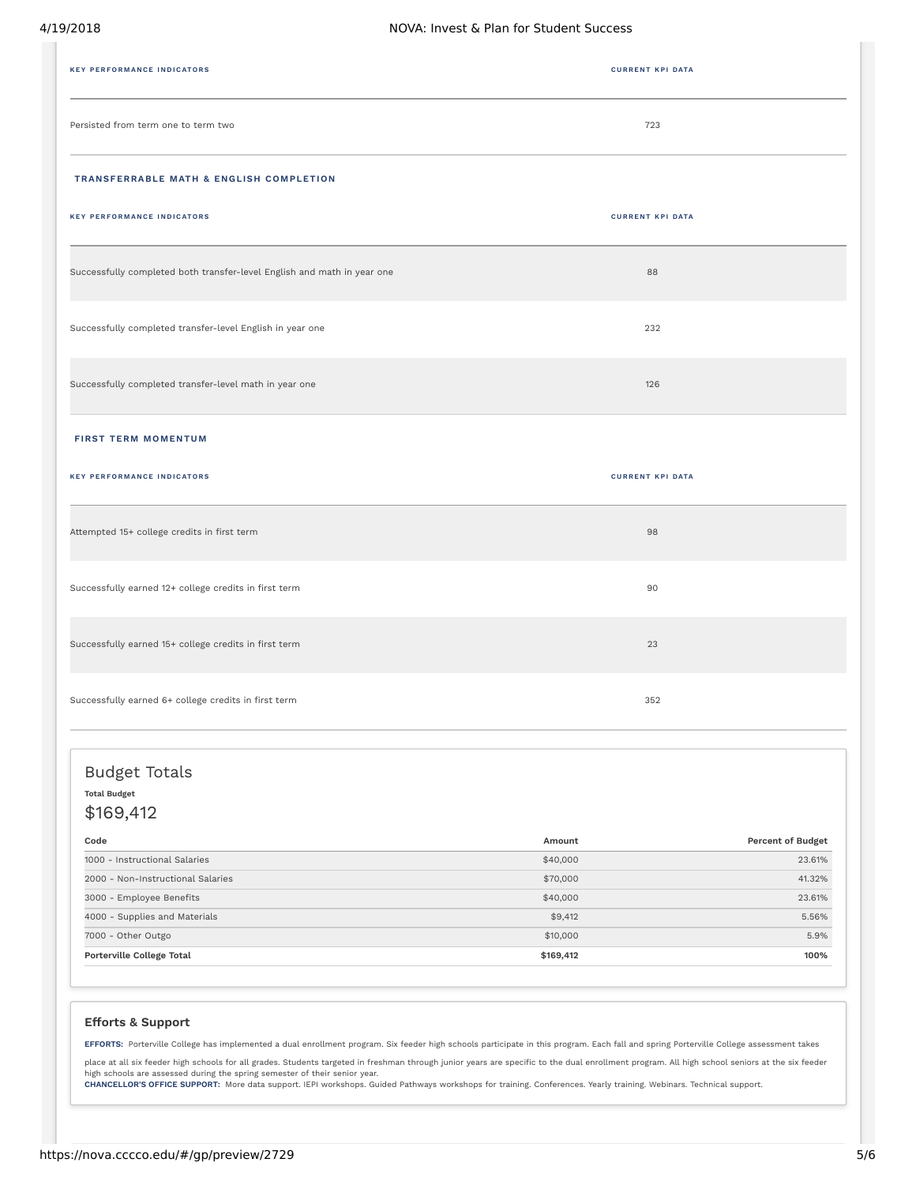| KEY PERFORMANCE INDICATORS | CURRENT KPI DATA |
| --- | --- |
| Persisted from term one to term two | 723 |

### TRANSFERRABLE MATH & ENGLISH COMPLETION

| KEY PERFORMANCE INDICATORS | CURRENT KPI DATA |
| --- | --- |
| Successfully completed both transfer-level English and math in year one | 88 |
| Successfully completed transfer-level English in year one | 232 |
| Successfully completed transfer-level math in year one | 126 |

### FIRST TERM MOMENTUM

| KEY PERFORMANCE INDICATORS | CURRENT KPI DATA |
| --- | --- |
| Attempted 15+ college credits in first term | 98 |
| Successfully earned 12+ college credits in first term | 90 |
| Successfully earned 15+ college credits in first term | 23 |
| Successfully earned 6+ college credits in first term | 352 |

## Budget Totals

**Total Budget**

$169,412

| Code | Amount | Percent of Budget |
| --- | --- | --- |
| 1000 - Instructional Salaries | $40,000 | 23.61% |
| 2000 - Non-Instructional Salaries | $70,000 | 41.32% |
| 3000 - Employee Benefits | $40,000 | 23.61% |
| 4000 - Supplies and Materials | $9,412 | 5.56% |
| 7000 - Other Outgo | $10,000 | 5.9% |
| **Porterville College Total** | **$169,412** | **100%** |

### Efforts & Support

**EFFORTS:** Porterville College has implemented a dual enrollment program. Six feeder high schools participate in this program. Each fall and spring Porterville College assessment takes place at all six feeder high schools for all grades. Students targeted in freshman through junior years are specific to the dual enrollment program. All high school seniors at the six feeder high schools are assessed during the spring semester of their senior year.

**CHANCELLOR'S OFFICE SUPPORT:** More data support. IEPI workshops. Guided Pathways workshops for training. Conferences. Yearly training. Webinars. Technical support.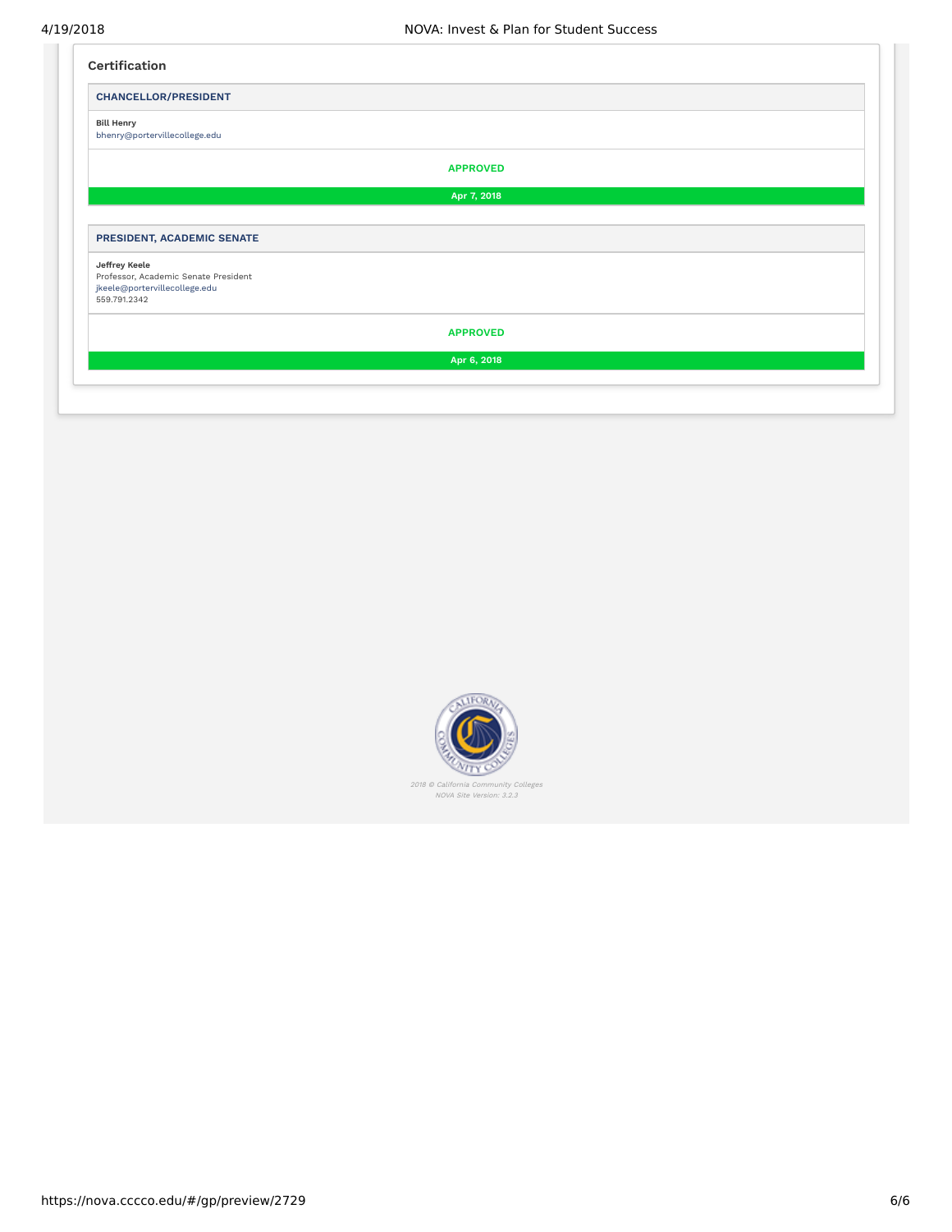## Certification

### CHANCELLOR/PRESIDENT

**Bill Henry**
bhenry@portervillecollege.edu

**APPROVED**

**Apr 7, 2018**

### PRESIDENT, ACADEMIC SENATE

**Jeffrey Keele**
Professor, Academic Senate President
jkeele@portervillecollege.edu
559.791.2342

**APPROVED**

**Apr 6, 2018**

*2018 © California Community Colleges*
*NOVA Site Version: 3.2.3*